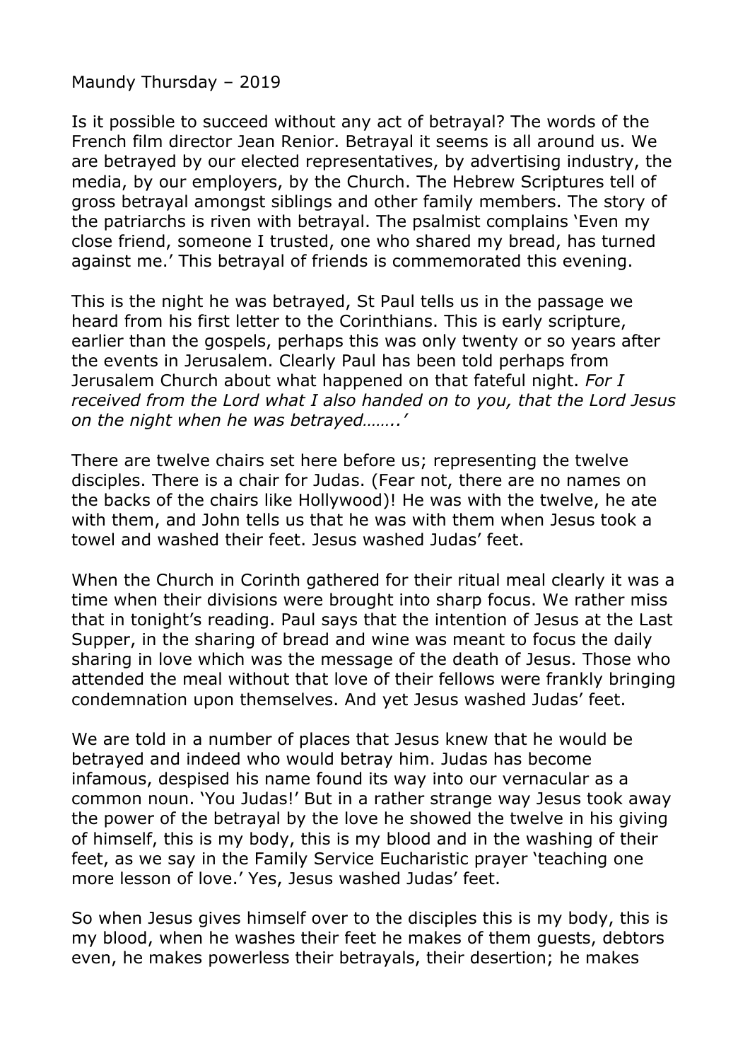Maundy Thursday – 2019

Is it possible to succeed without any act of betrayal? The words of the French film director Jean Renior. Betrayal it seems is all around us. We are betrayed by our elected representatives, by advertising industry, the media, by our employers, by the Church. The Hebrew Scriptures tell of gross betrayal amongst siblings and other family members. The story of the patriarchs is riven with betrayal. The psalmist complains 'Even my close friend, someone I trusted, one who shared my bread, has turned against me.' This betrayal of friends is commemorated this evening.

This is the night he was betrayed, St Paul tells us in the passage we heard from his first letter to the Corinthians. This is early scripture, earlier than the gospels, perhaps this was only twenty or so years after the events in Jerusalem. Clearly Paul has been told perhaps from Jerusalem Church about what happened on that fateful night. *For I received from the Lord what I also handed on to you, that the Lord Jesus on the night when he was betrayed……..'*

There are twelve chairs set here before us; representing the twelve disciples. There is a chair for Judas. (Fear not, there are no names on the backs of the chairs like Hollywood)! He was with the twelve, he ate with them, and John tells us that he was with them when Jesus took a towel and washed their feet. Jesus washed Judas' feet.

When the Church in Corinth gathered for their ritual meal clearly it was a time when their divisions were brought into sharp focus. We rather miss that in tonight's reading. Paul says that the intention of Jesus at the Last Supper, in the sharing of bread and wine was meant to focus the daily sharing in love which was the message of the death of Jesus. Those who attended the meal without that love of their fellows were frankly bringing condemnation upon themselves. And yet Jesus washed Judas' feet.

We are told in a number of places that Jesus knew that he would be betrayed and indeed who would betray him. Judas has become infamous, despised his name found its way into our vernacular as a common noun. 'You Judas!' But in a rather strange way Jesus took away the power of the betrayal by the love he showed the twelve in his giving of himself, this is my body, this is my blood and in the washing of their feet, as we say in the Family Service Eucharistic prayer 'teaching one more lesson of love.' Yes, Jesus washed Judas' feet.

So when Jesus gives himself over to the disciples this is my body, this is my blood, when he washes their feet he makes of them guests, debtors even, he makes powerless their betrayals, their desertion; he makes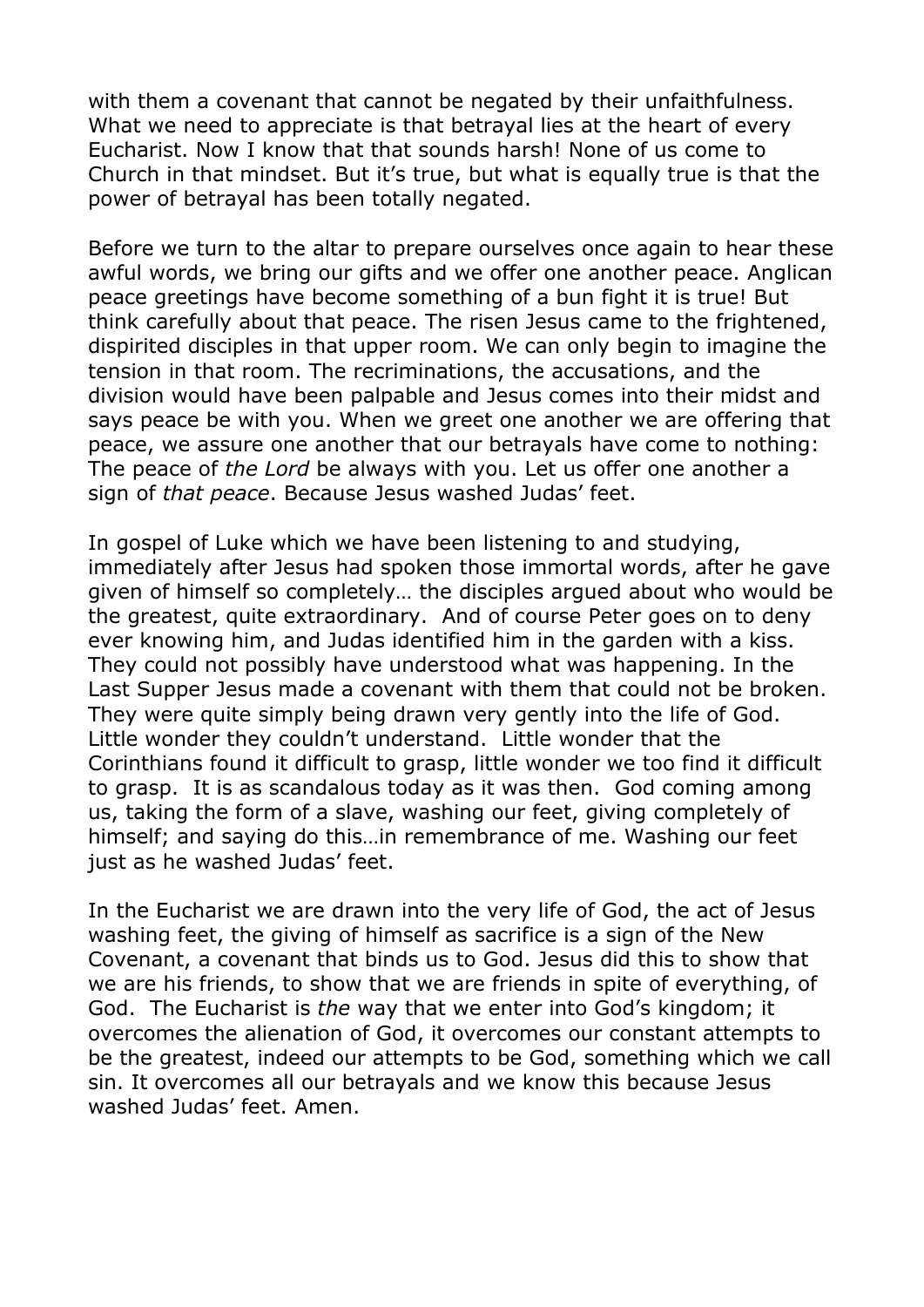with them a covenant that cannot be negated by their unfaithfulness. What we need to appreciate is that betrayal lies at the heart of every Eucharist. Now I know that that sounds harsh! None of us come to Church in that mindset. But it's true, but what is equally true is that the power of betrayal has been totally negated.

Before we turn to the altar to prepare ourselves once again to hear these awful words, we bring our gifts and we offer one another peace. Anglican peace greetings have become something of a bun fight it is true! But think carefully about that peace. The risen Jesus came to the frightened, dispirited disciples in that upper room. We can only begin to imagine the tension in that room. The recriminations, the accusations, and the division would have been palpable and Jesus comes into their midst and says peace be with you. When we greet one another we are offering that peace, we assure one another that our betrayals have come to nothing: The peace of *the Lord* be always with you. Let us offer one another a sign of *that peace*. Because Jesus washed Judas' feet.

In gospel of Luke which we have been listening to and studying, immediately after Jesus had spoken those immortal words, after he gave given of himself so completely… the disciples argued about who would be the greatest, quite extraordinary. And of course Peter goes on to deny ever knowing him, and Judas identified him in the garden with a kiss. They could not possibly have understood what was happening. In the Last Supper Jesus made a covenant with them that could not be broken. They were quite simply being drawn very gently into the life of God. Little wonder they couldn't understand. Little wonder that the Corinthians found it difficult to grasp, little wonder we too find it difficult to grasp. It is as scandalous today as it was then. God coming among us, taking the form of a slave, washing our feet, giving completely of himself; and saying do this…in remembrance of me. Washing our feet just as he washed Judas' feet.

In the Eucharist we are drawn into the very life of God, the act of Jesus washing feet, the giving of himself as sacrifice is a sign of the New Covenant, a covenant that binds us to God. Jesus did this to show that we are his friends, to show that we are friends in spite of everything, of God. The Eucharist is *the* way that we enter into God's kingdom; it overcomes the alienation of God, it overcomes our constant attempts to be the greatest, indeed our attempts to be God, something which we call sin. It overcomes all our betrayals and we know this because Jesus washed Judas' feet. Amen.